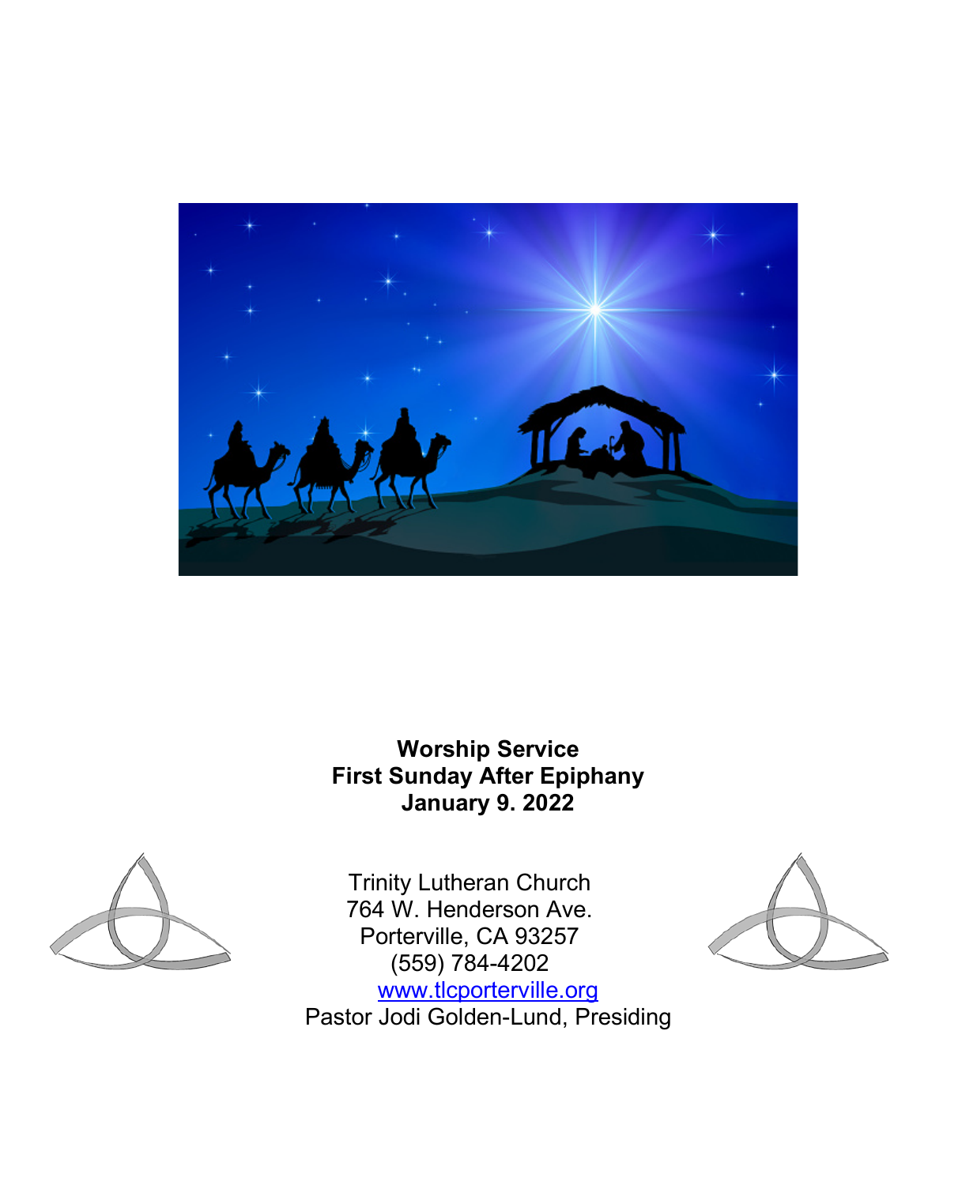**Worship Service**
**First Sunday After Epiphany**
**January 9. 2022**

Trinity Lutheran Church
764 W. Henderson Ave.
Porterville, CA 93257
(559) 784-4202
www.tlcporterville.org
Pastor Jodi Golden-Lund, Presiding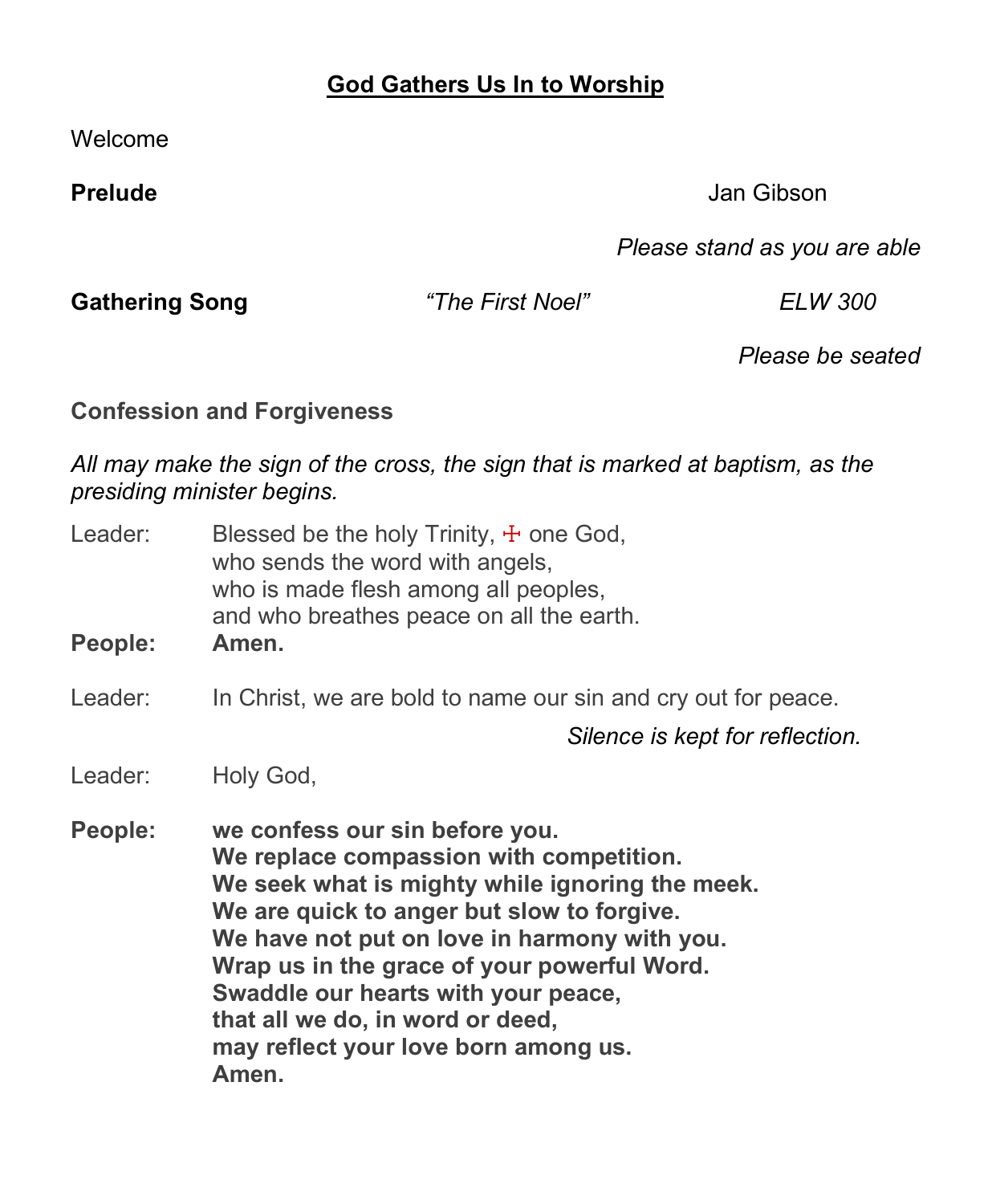## God Gathers Us In to Worship

Welcome

**Prelude** Jan Gibson

*Please stand as you are able*

**Gathering Song** *"The First Noel"* *ELW 300*

*Please be seated*

**Confession and Forgiveness**

*All may make the sign of the cross, the sign that is marked at baptism, as the presiding minister begins.*

Leader: Blessed be the holy Trinity, ☩ one God,
who sends the word with angels,
who is made flesh among all peoples,
and who breathes peace on all the earth.

**People: Amen.**

Leader: In Christ, we are bold to name our sin and cry out for peace.

*Silence is kept for reflection.*

Leader: Holy God,

**People: we confess our sin before you.
We replace compassion with competition.
We seek what is mighty while ignoring the meek.
We are quick to anger but slow to forgive.
We have not put on love in harmony with you.
Wrap us in the grace of your powerful Word.
Swaddle our hearts with your peace,
that all we do, in word or deed,
may reflect your love born among us.
Amen.**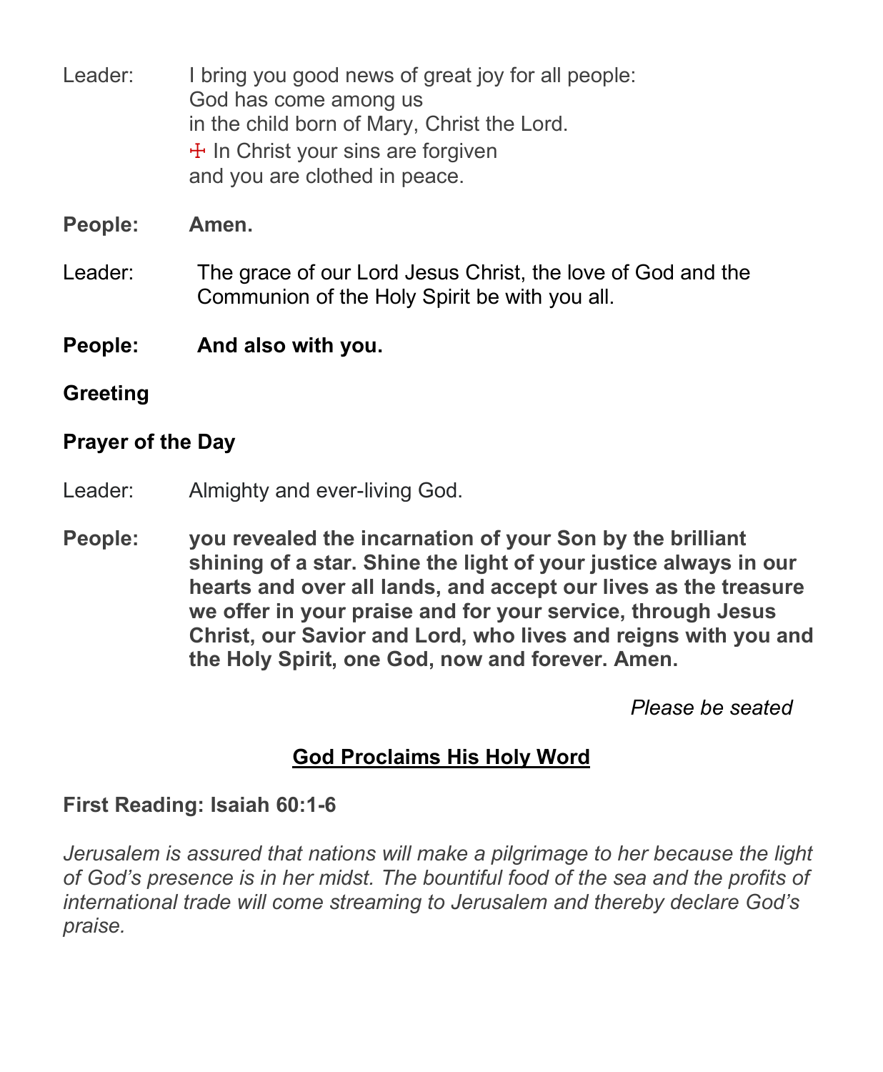Leader: I bring you good news of great joy for all people:
God has come among us
in the child born of Mary, Christ the Lord.
☩ In Christ your sins are forgiven
and you are clothed in peace.

**People: Amen.**

Leader: The grace of our Lord Jesus Christ, the love of God and the Communion of the Holy Spirit be with you all.

**People: And also with you.**

**Greeting**

**Prayer of the Day**

Leader: Almighty and ever-living God.

**People: you revealed the incarnation of your Son by the brilliant shining of a star. Shine the light of your justice always in our hearts and over all lands, and accept our lives as the treasure we offer in your praise and for your service, through Jesus Christ, our Savior and Lord, who lives and reigns with you and the Holy Spirit, one God, now and forever. Amen.**

*Please be seated*

## God Proclaims His Holy Word

**First Reading: Isaiah 60:1-6**

*Jerusalem is assured that nations will make a pilgrimage to her because the light of God's presence is in her midst. The bountiful food of the sea and the profits of international trade will come streaming to Jerusalem and thereby declare God's praise.*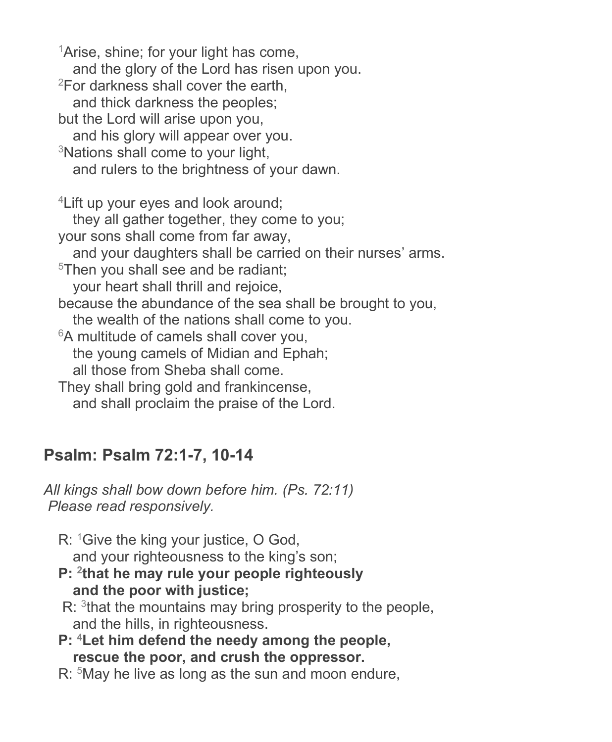[1]Arise, shine; for your light has come,
  and the glory of the Lord has risen upon you.
[2]For darkness shall cover the earth,
  and thick darkness the peoples;
but the Lord will arise upon you,
  and his glory will appear over you.
[3]Nations shall come to your light,
  and rulers to the brightness of your dawn.

[4]Lift up your eyes and look around;
  they all gather together, they come to you;
your sons shall come from far away,
  and your daughters shall be carried on their nurses' arms.
[5]Then you shall see and be radiant;
  your heart shall thrill and rejoice,
because the abundance of the sea shall be brought to you,
  the wealth of the nations shall come to you.
[6]A multitude of camels shall cover you,
  the young camels of Midian and Ephah;
  all those from Sheba shall come.
They shall bring gold and frankincense,
  and shall proclaim the praise of the Lord.

## Psalm: Psalm 72:1-7, 10-14

*All kings shall bow down before him. (Ps. 72:11)*
*Please read responsively.*

R: [1]Give the king your justice, O God,
  and your righteousness to the king's son;
**P: [2]that he may rule your people righteously**
  **and the poor with justice;**
R: [3]that the mountains may bring prosperity to the people,
  and the hills, in righteousness.
**P: [4]Let him defend the needy among the people,**
  **rescue the poor, and crush the oppressor.**
R: [5]May he live as long as the sun and moon endure,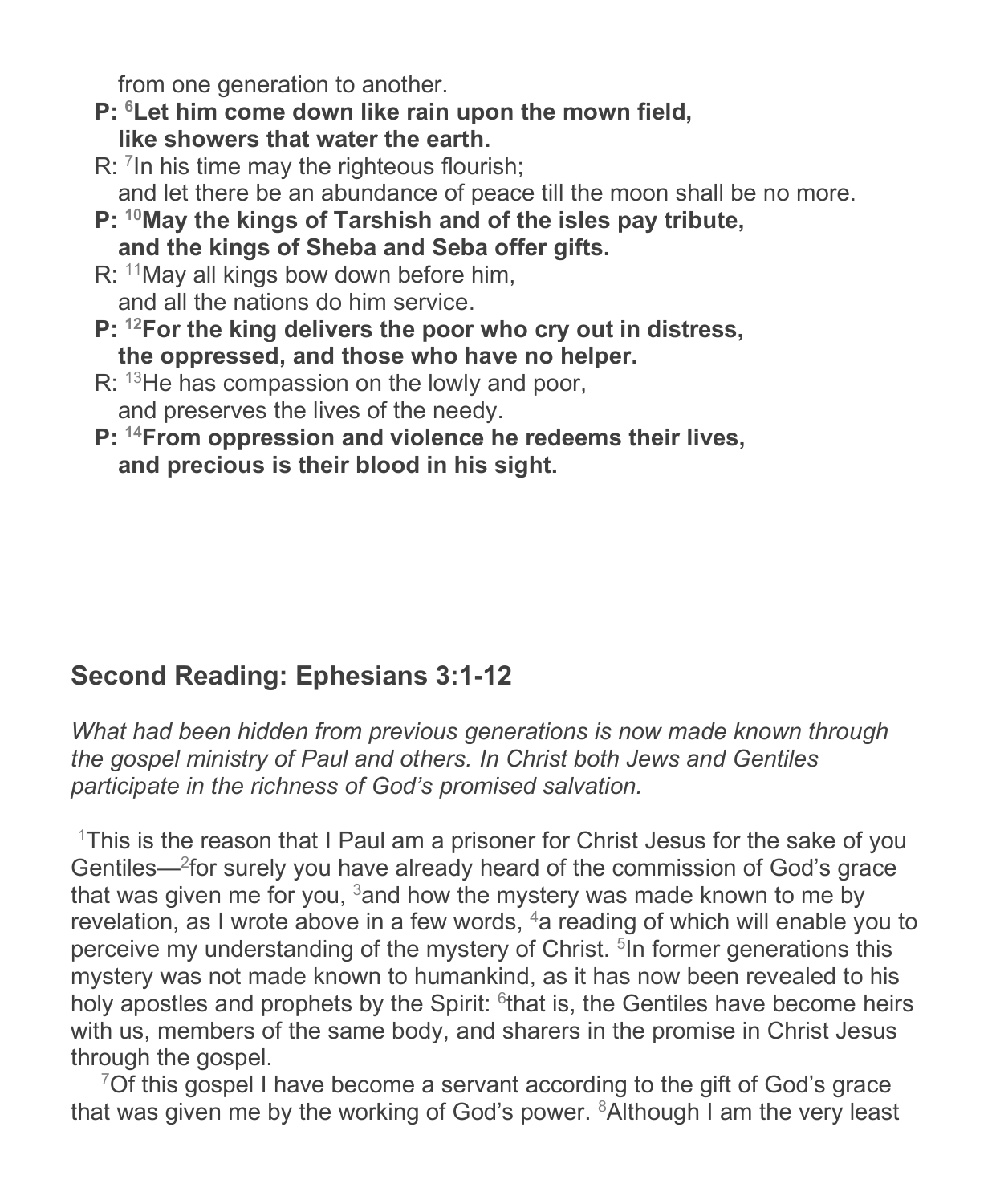from one generation to another.

**P: [6]Let him come down like rain upon the mown field,**
**like showers that water the earth.**

R: [7]In his time may the righteous flourish;
and let there be an abundance of peace till the moon shall be no more.

**P: [10]May the kings of Tarshish and of the isles pay tribute,**
**and the kings of Sheba and Seba offer gifts.**

R: [11]May all kings bow down before him,
and all the nations do him service.

**P: [12]For the king delivers the poor who cry out in distress,**
**the oppressed, and those who have no helper.**

R: [13]He has compassion on the lowly and poor,
and preserves the lives of the needy.

**P: [14]From oppression and violence he redeems their lives,**
**and precious is their blood in his sight.**

## Second Reading: Ephesians 3:1-12

*What had been hidden from previous generations is now made known through the gospel ministry of Paul and others. In Christ both Jews and Gentiles participate in the richness of God's promised salvation.*

[1]This is the reason that I Paul am a prisoner for Christ Jesus for the sake of you Gentiles—[2]for surely you have already heard of the commission of God's grace that was given me for you, [3]and how the mystery was made known to me by revelation, as I wrote above in a few words, [4]a reading of which will enable you to perceive my understanding of the mystery of Christ. [5]In former generations this mystery was not made known to humankind, as it has now been revealed to his holy apostles and prophets by the Spirit: [6]that is, the Gentiles have become heirs with us, members of the same body, and sharers in the promise in Christ Jesus through the gospel.

[7]Of this gospel I have become a servant according to the gift of God's grace that was given me by the working of God's power. [8]Although I am the very least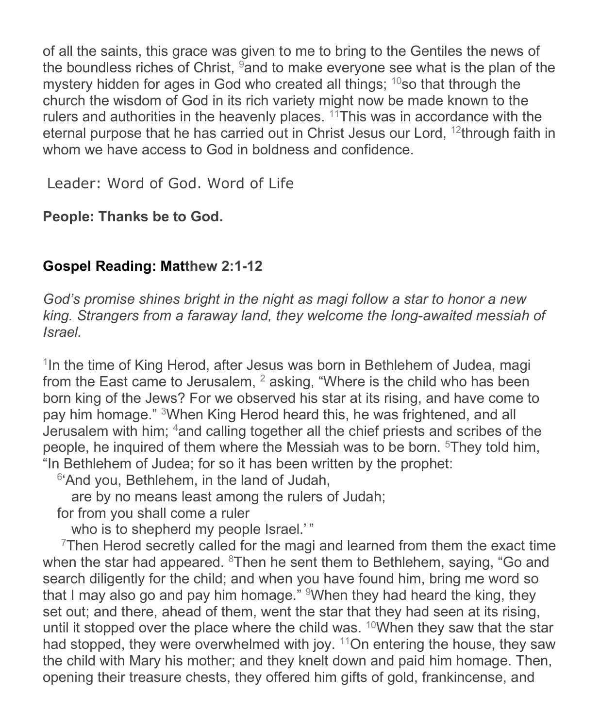of all the saints, this grace was given to me to bring to the Gentiles the news of the boundless riches of Christ, [9]and to make everyone see what is the plan of the mystery hidden for ages in God who created all things; [10]so that through the church the wisdom of God in its rich variety might now be made known to the rulers and authorities in the heavenly places. [11]This was in accordance with the eternal purpose that he has carried out in Christ Jesus our Lord, [12]through faith in whom we have access to God in boldness and confidence.

Leader: Word of God. Word of Life

**People: Thanks be to God.**

### Gospel Reading: Matthew 2:1-12

*God's promise shines bright in the night as magi follow a star to honor a new king. Strangers from a faraway land, they welcome the long-awaited messiah of Israel.*

[1]In the time of King Herod, after Jesus was born in Bethlehem of Judea, magi from the East came to Jerusalem, [2] asking, "Where is the child who has been born king of the Jews? For we observed his star at its rising, and have come to pay him homage." [3]When King Herod heard this, he was frightened, and all Jerusalem with him; [4]and calling together all the chief priests and scribes of the people, he inquired of them where the Messiah was to be born. [5]They told him, "In Bethlehem of Judea; for so it has been written by the prophet:

[6]'And you, Bethlehem, in the land of Judah,
are by no means least among the rulers of Judah;
for from you shall come a ruler
who is to shepherd my people Israel.' "

[7]Then Herod secretly called for the magi and learned from them the exact time when the star had appeared. [8]Then he sent them to Bethlehem, saying, "Go and search diligently for the child; and when you have found him, bring me word so that I may also go and pay him homage." [9]When they had heard the king, they set out; and there, ahead of them, went the star that they had seen at its rising, until it stopped over the place where the child was. [10]When they saw that the star had stopped, they were overwhelmed with joy. [11]On entering the house, they saw the child with Mary his mother; and they knelt down and paid him homage. Then, opening their treasure chests, they offered him gifts of gold, frankincense, and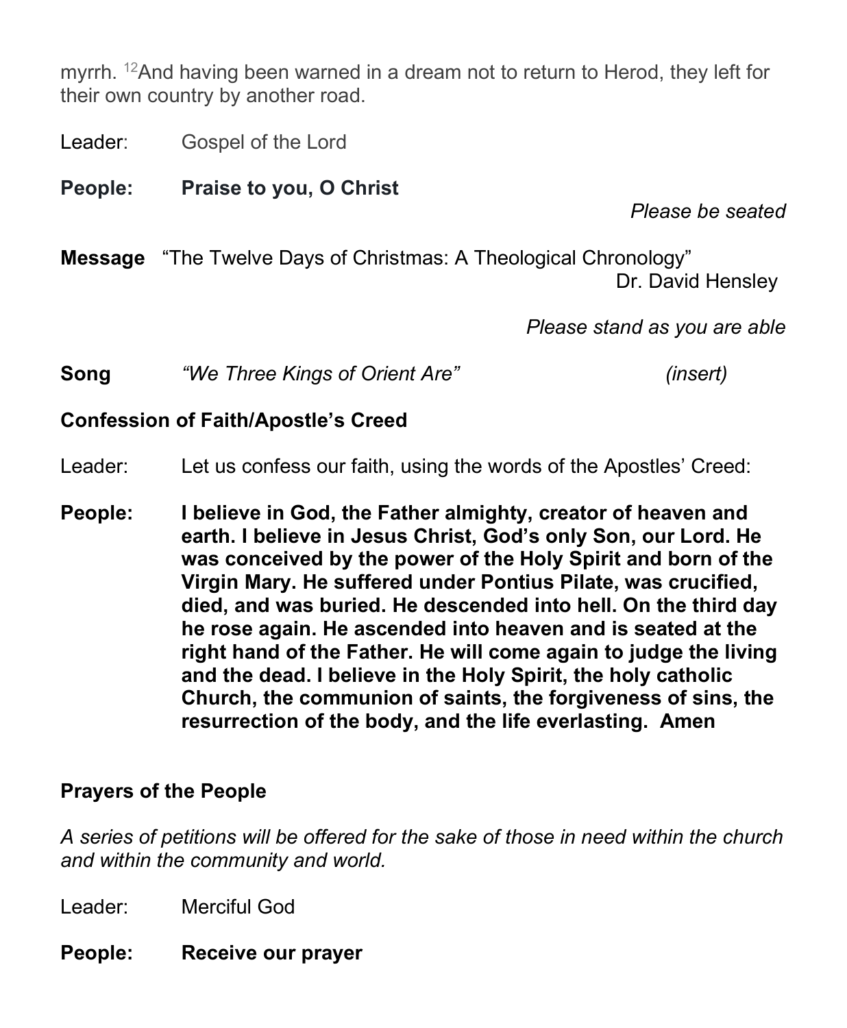myrrh. [12]And having been warned in a dream not to return to Herod, they left for their own country by another road.

Leader: Gospel of the Lord

**People: Praise to you, O Christ**

*Please be seated*

**Message** "The Twelve Days of Christmas: A Theological Chronology"
Dr. David Hensley

*Please stand as you are able*

**Song** *"We Three Kings of Orient Are"* *(insert)*

**Confession of Faith/Apostle's Creed**

Leader: Let us confess our faith, using the words of the Apostles' Creed:

**People: I believe in God, the Father almighty, creator of heaven and earth. I believe in Jesus Christ, God's only Son, our Lord. He was conceived by the power of the Holy Spirit and born of the Virgin Mary. He suffered under Pontius Pilate, was crucified, died, and was buried. He descended into hell. On the third day he rose again. He ascended into heaven and is seated at the right hand of the Father. He will come again to judge the living and the dead. I believe in the Holy Spirit, the holy catholic Church, the communion of saints, the forgiveness of sins, the resurrection of the body, and the life everlasting. Amen**

**Prayers of the People**

*A series of petitions will be offered for the sake of those in need within the church and within the community and world.*

Leader: Merciful God

**People: Receive our prayer**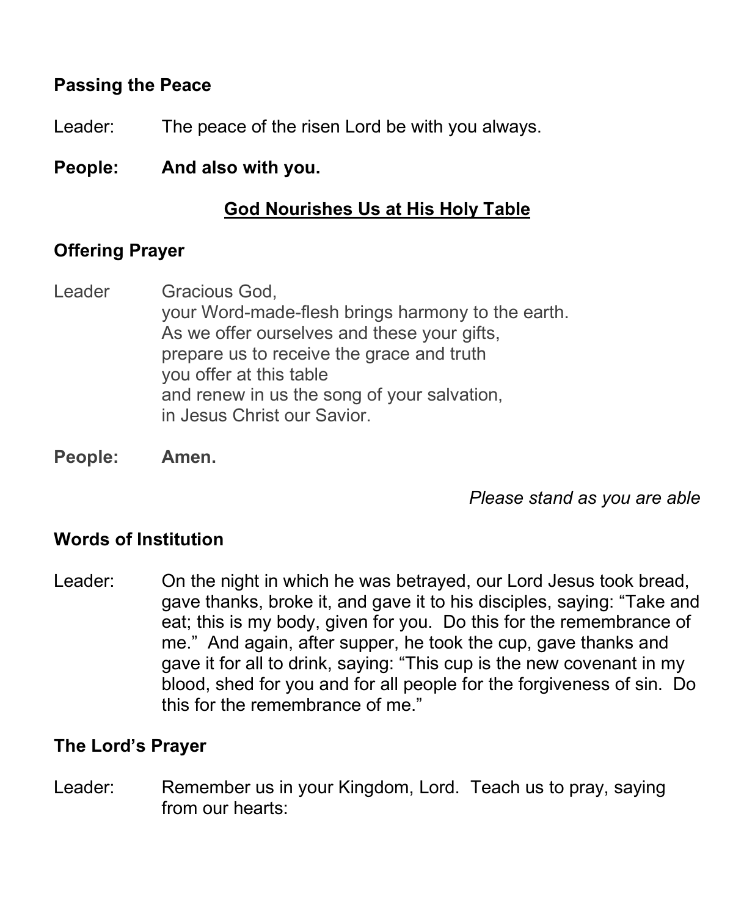**Passing the Peace**

Leader: The peace of the risen Lord be with you always.

**People: And also with you.**

## <u>God Nourishes Us at His Holy Table</u>

**Offering Prayer**

Leader Gracious God,
your Word-made-flesh brings harmony to the earth.
As we offer ourselves and these your gifts,
prepare us to receive the grace and truth
you offer at this table
and renew in us the song of your salvation,
in Jesus Christ our Savior.

**People: Amen.**

*Please stand as you are able*

**Words of Institution**

Leader: On the night in which he was betrayed, our Lord Jesus took bread, gave thanks, broke it, and gave it to his disciples, saying: "Take and eat; this is my body, given for you. Do this for the remembrance of me." And again, after supper, he took the cup, gave thanks and gave it for all to drink, saying: "This cup is the new covenant in my blood, shed for you and for all people for the forgiveness of sin. Do this for the remembrance of me."

**The Lord's Prayer**

Leader: Remember us in your Kingdom, Lord. Teach us to pray, saying from our hearts: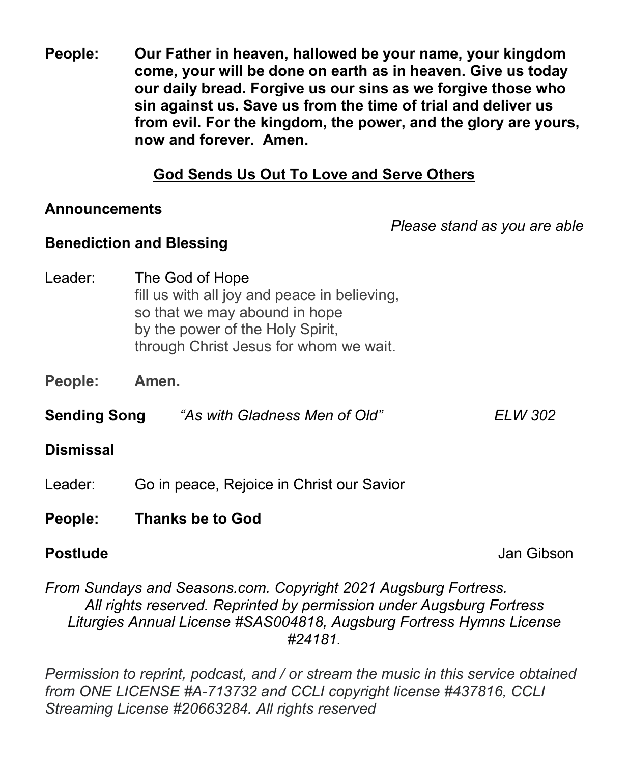**People:** **Our Father in heaven, hallowed be your name, your kingdom come, your will be done on earth as in heaven. Give us today our daily bread. Forgive us our sins as we forgive those who sin against us. Save us from the time of trial and deliver us from evil. For the kingdom, the power, and the glory are yours, now and forever. Amen.**

## God Sends Us Out To Love and Serve Others

**Announcements**

*Please stand as you are able*

**Benediction and Blessing**

Leader: The God of Hope
fill us with all joy and peace in believing,
so that we may abound in hope
by the power of the Holy Spirit,
through Christ Jesus for whom we wait.

**People:** **Amen.**

**Sending Song** *"As with Gladness Men of Old"* *ELW 302*

**Dismissal**

Leader: Go in peace, Rejoice in Christ our Savior

**People:** **Thanks be to God**

**Postlude** Jan Gibson

*From Sundays and Seasons.com. Copyright 2021 Augsburg Fortress. All rights reserved. Reprinted by permission under Augsburg Fortress Liturgies Annual License #SAS004818, Augsburg Fortress Hymns License #24181.*

*Permission to reprint, podcast, and / or stream the music in this service obtained from ONE LICENSE #A-713732 and CCLI copyright license #437816, CCLI Streaming License #20663284. All rights reserved*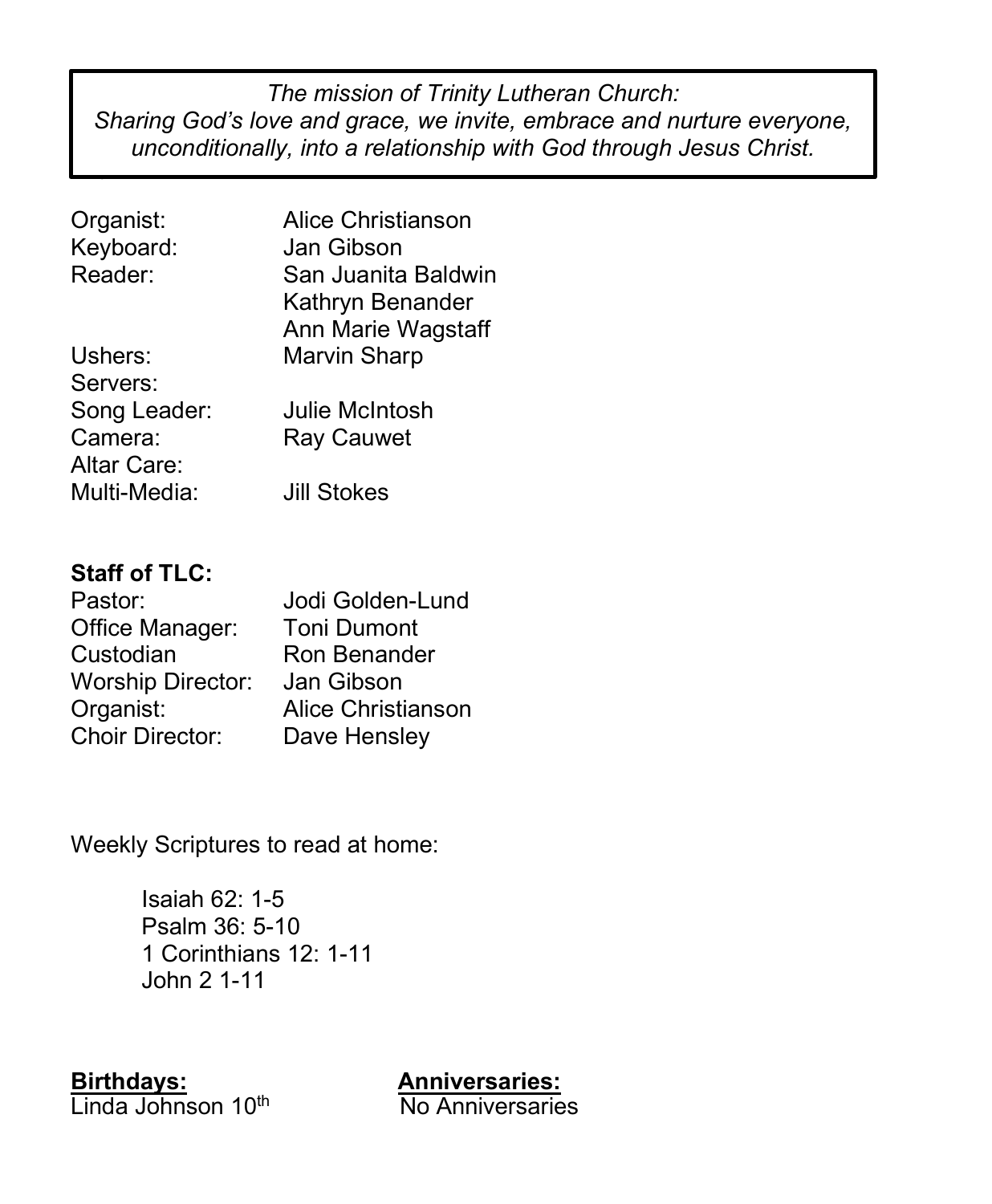*The mission of Trinity Lutheran Church:*
*Sharing God's love and grace, we invite, embrace and nurture everyone, unconditionally, into a relationship with God through Jesus Christ.*

| | |
|---|---|
| Organist: | Alice Christianson |
| Keyboard: | Jan Gibson |
| Reader: | San Juanita Baldwin |
| | Kathryn Benander |
| | Ann Marie Wagstaff |
| Ushers: | Marvin Sharp |
| Servers: | |
| Song Leader: | Julie McIntosh |
| Camera: | Ray Cauwet |
| Altar Care: | |
| Multi-Media: | Jill Stokes |

**Staff of TLC:**

| | |
|---|---|
| Pastor: | Jodi Golden-Lund |
| Office Manager: | Toni Dumont |
| Custodian | Ron Benander |
| Worship Director: | Jan Gibson |
| Organist: | Alice Christianson |
| Choir Director: | Dave Hensley |

Weekly Scriptures to read at home:

Isaiah 62: 1-5
Psalm 36: 5-10
1 Corinthians 12: 1-11
John 2 1-11

**Birthdays:**
Linda Johnson 10th

**Anniversaries:**
No Anniversaries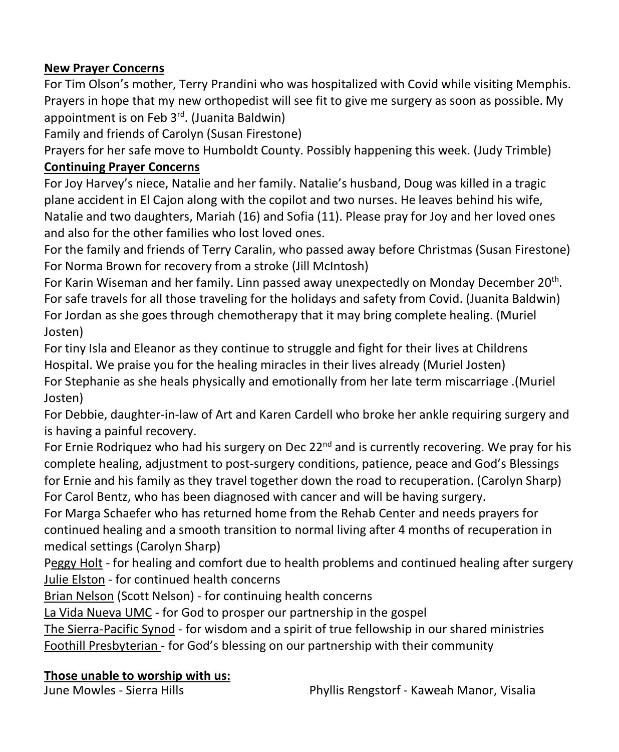**New Prayer Concerns**

For Tim Olson's mother, Terry Prandini who was hospitalized with Covid while visiting Memphis.

Prayers in hope that my new orthopedist will see fit to give me surgery as soon as possible. My appointment is on Feb 3rd. (Juanita Baldwin)

Family and friends of Carolyn (Susan Firestone)

Prayers for her safe move to Humboldt County. Possibly happening this week. (Judy Trimble)

**Continuing Prayer Concerns**

For Joy Harvey's niece, Natalie and her family. Natalie's husband, Doug was killed in a tragic plane accident in El Cajon along with the copilot and two nurses. He leaves behind his wife, Natalie and two daughters, Mariah (16) and Sofia (11). Please pray for Joy and her loved ones and also for the other families who lost loved ones.

For the family and friends of Terry Caralin, who passed away before Christmas (Susan Firestone)

For Norma Brown for recovery from a stroke (Jill McIntosh)

For Karin Wiseman and her family. Linn passed away unexpectedly on Monday December 20th.

For safe travels for all those traveling for the holidays and safety from Covid. (Juanita Baldwin)

For Jordan as she goes through chemotherapy that it may bring complete healing. (Muriel Josten)

For tiny Isla and Eleanor as they continue to struggle and fight for their lives at Childrens Hospital. We praise you for the healing miracles in their lives already (Muriel Josten)

For Stephanie as she heals physically and emotionally from her late term miscarriage .(Muriel Josten)

For Debbie, daughter-in-law of Art and Karen Cardell who broke her ankle requiring surgery and is having a painful recovery.

For Ernie Rodriquez who had his surgery on Dec 22nd and is currently recovering. We pray for his complete healing, adjustment to post-surgery conditions, patience, peace and God's Blessings for Ernie and his family as they travel together down the road to recuperation. (Carolyn Sharp)

For Carol Bentz, who has been diagnosed with cancer and will be having surgery.

For Marga Schaefer who has returned home from the Rehab Center and needs prayers for continued healing and a smooth transition to normal living after 4 months of recuperation in medical settings (Carolyn Sharp)

Peggy Holt - for healing and comfort due to health problems and continued healing after surgery

Julie Elston - for continued health concerns

Brian Nelson (Scott Nelson) - for continuing health concerns

La Vida Nueva UMC - for God to prosper our partnership in the gospel

The Sierra-Pacific Synod - for wisdom and a spirit of true fellowship in our shared ministries

Foothill Presbyterian - for God's blessing on our partnership with their community

**Those unable to worship with us:**

June Mowles - Sierra Hills

Phyllis Rengstorf - Kaweah Manor, Visalia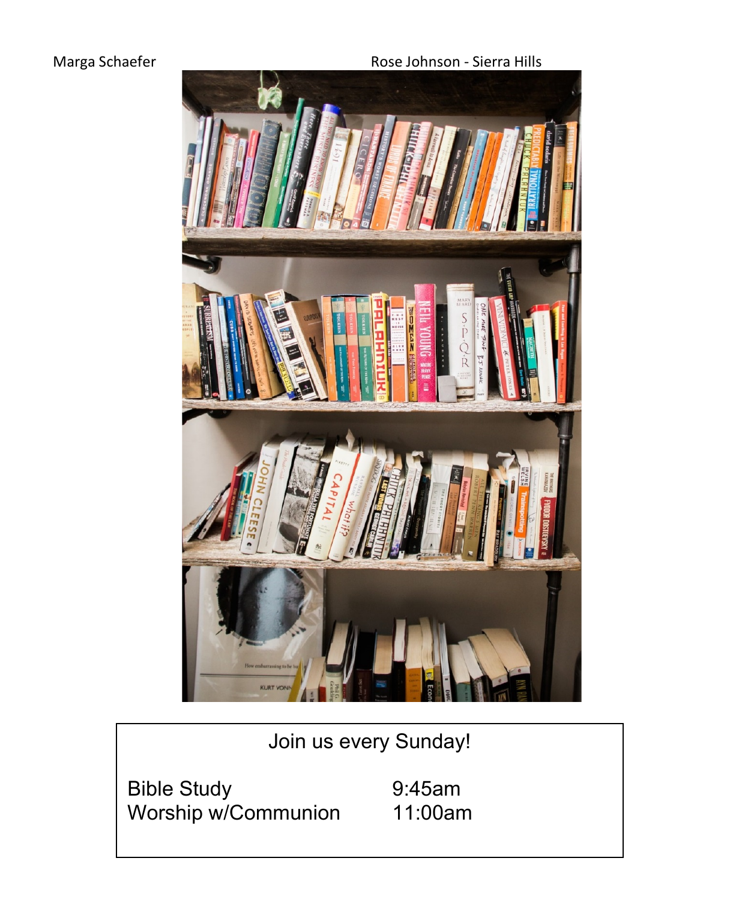Marga Schaefer

Rose Johnson - Sierra Hills

Join us every Sunday!

| | |
|---|---|
| Bible Study | 9:45am |
| Worship w/Communion | 11:00am |